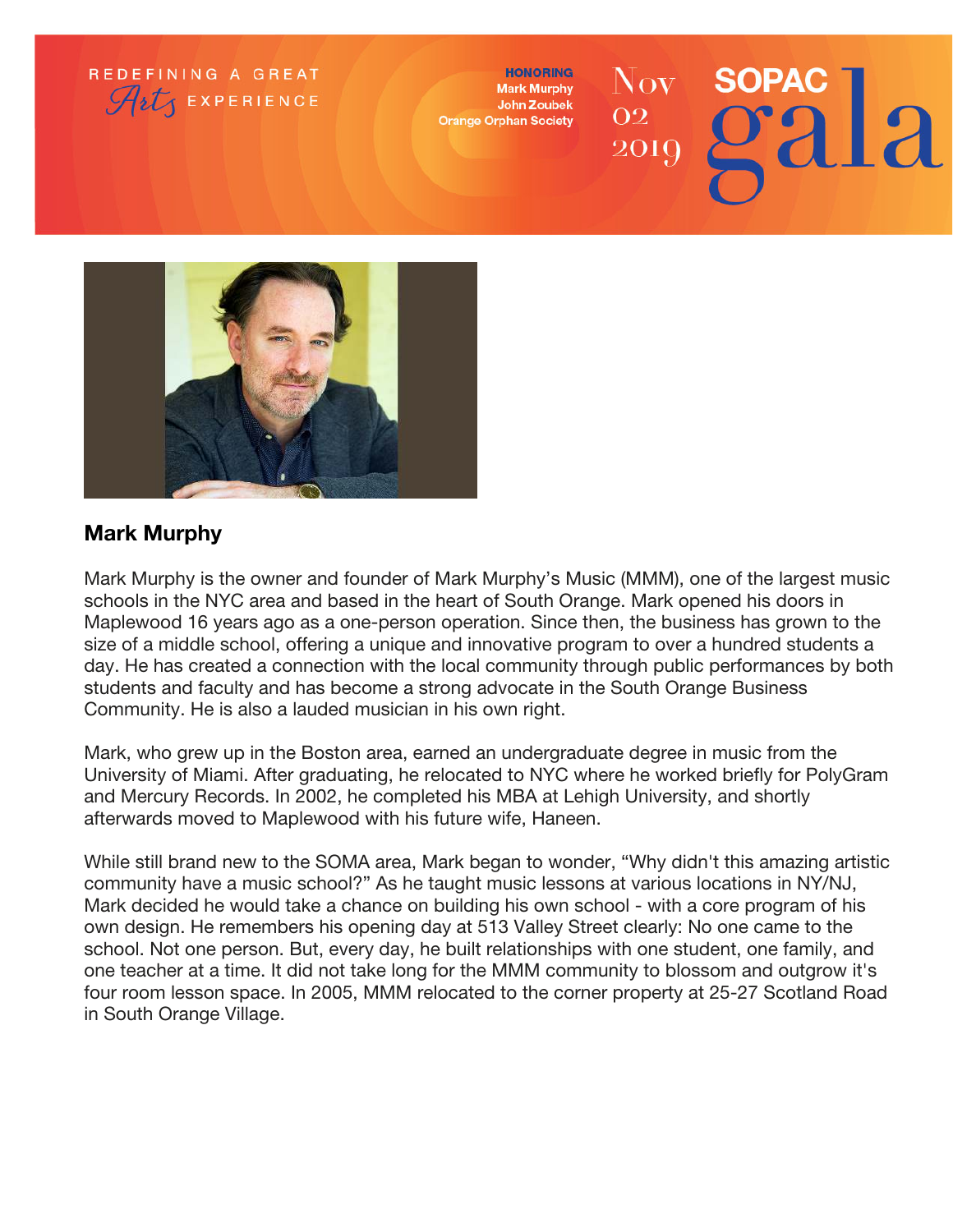REDEFINING A GREAT Arts EXPERIENCE

HONORING
Mark Murphy
John Zoubek
Orange Orphan Society

Nov 02 2019

SOPAC gala

## Mark Murphy

Mark Murphy is the owner and founder of Mark Murphy's Music (MMM), one of the largest music schools in the NYC area and based in the heart of South Orange. Mark opened his doors in Maplewood 16 years ago as a one-person operation. Since then, the business has grown to the size of a middle school, offering a unique and innovative program to over a hundred students a day. He has created a connection with the local community through public performances by both students and faculty and has become a strong advocate in the South Orange Business Community. He is also a lauded musician in his own right.

Mark, who grew up in the Boston area, earned an undergraduate degree in music from the University of Miami. After graduating, he relocated to NYC where he worked briefly for PolyGram and Mercury Records. In 2002, he completed his MBA at Lehigh University, and shortly afterwards moved to Maplewood with his future wife, Haneen.

While still brand new to the SOMA area, Mark began to wonder, "Why didn't this amazing artistic community have a music school?" As he taught music lessons at various locations in NY/NJ, Mark decided he would take a chance on building his own school - with a core program of his own design. He remembers his opening day at 513 Valley Street clearly: No one came to the school. Not one person. But, every day, he built relationships with one student, one family, and one teacher at a time. It did not take long for the MMM community to blossom and outgrow it's four room lesson space. In 2005, MMM relocated to the corner property at 25-27 Scotland Road in South Orange Village.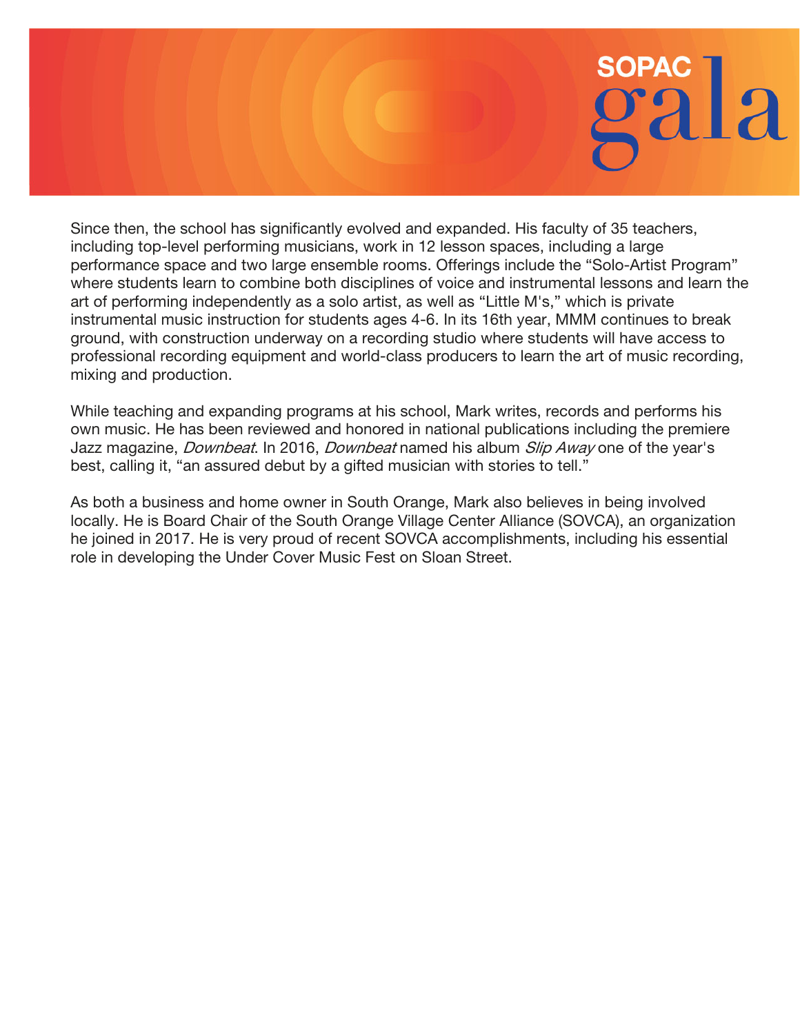Since then, the school has significantly evolved and expanded. His faculty of 35 teachers, including top-level performing musicians, work in 12 lesson spaces, including a large performance space and two large ensemble rooms. Offerings include the "Solo-Artist Program" where students learn to combine both disciplines of voice and instrumental lessons and learn the art of performing independently as a solo artist, as well as "Little M's," which is private instrumental music instruction for students ages 4-6. In its 16th year, MMM continues to break ground, with construction underway on a recording studio where students will have access to professional recording equipment and world-class producers to learn the art of music recording, mixing and production.

While teaching and expanding programs at his school, Mark writes, records and performs his own music. He has been reviewed and honored in national publications including the premiere Jazz magazine, *Downbeat*. In 2016, *Downbeat* named his album *Slip Away* one of the year's best, calling it, "an assured debut by a gifted musician with stories to tell."

As both a business and home owner in South Orange, Mark also believes in being involved locally. He is Board Chair of the South Orange Village Center Alliance (SOVCA), an organization he joined in 2017. He is very proud of recent SOVCA accomplishments, including his essential role in developing the Under Cover Music Fest on Sloan Street.